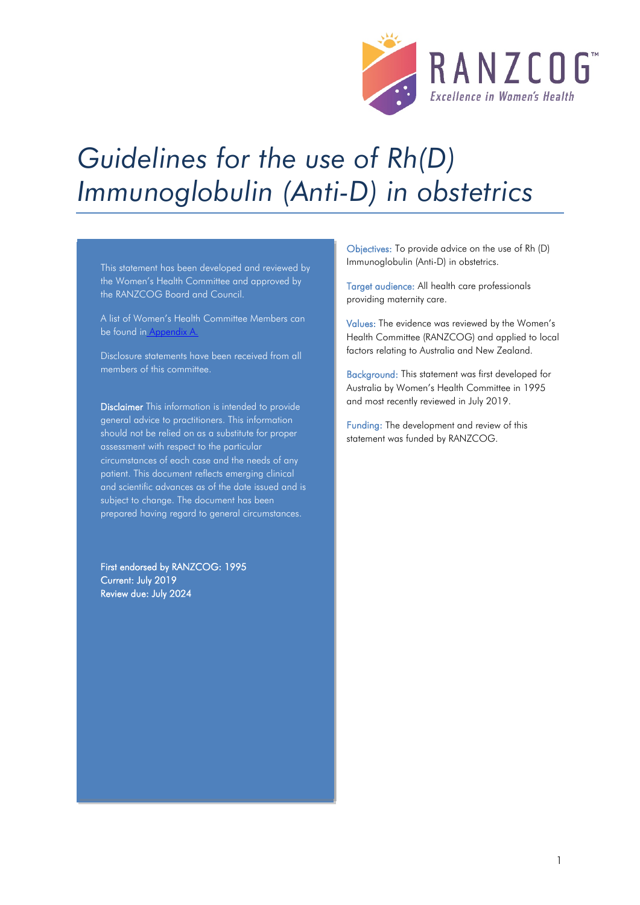# Guidelines for the use of Rh(D) Immunoglobulin (Anti-D) in obstetrics

This statement has been developed and reviewed by the Women's Health Committee and approved by the RANZCOG Board and Council.

A list of Women's Health Committee Members can be found in Appendix A.

Disclosure statements have been received from all members of this committee.

**Disclaimer** This information is intended to provide general advice to practitioners. This information should not be relied on as a substitute for proper assessment with respect to the particular circumstances of each case and the needs of any patient. This document reflects emerging clinical and scientific advances as of the date issued and is subject to change. The document has been prepared having regard to general circumstances.

First endorsed by RANZCOG: 1995
Current: July 2019
Review due: July 2024

**Objectives:** To provide advice on the use of Rh (D) Immunoglobulin (Anti-D) in obstetrics.

**Target audience:** All health care professionals providing maternity care.

**Values:** The evidence was reviewed by the Women's Health Committee (RANZCOG) and applied to local factors relating to Australia and New Zealand.

**Background:** This statement was first developed for Australia by Women's Health Committee in 1995 and most recently reviewed in July 2019.

**Funding:** The development and review of this statement was funded by RANZCOG.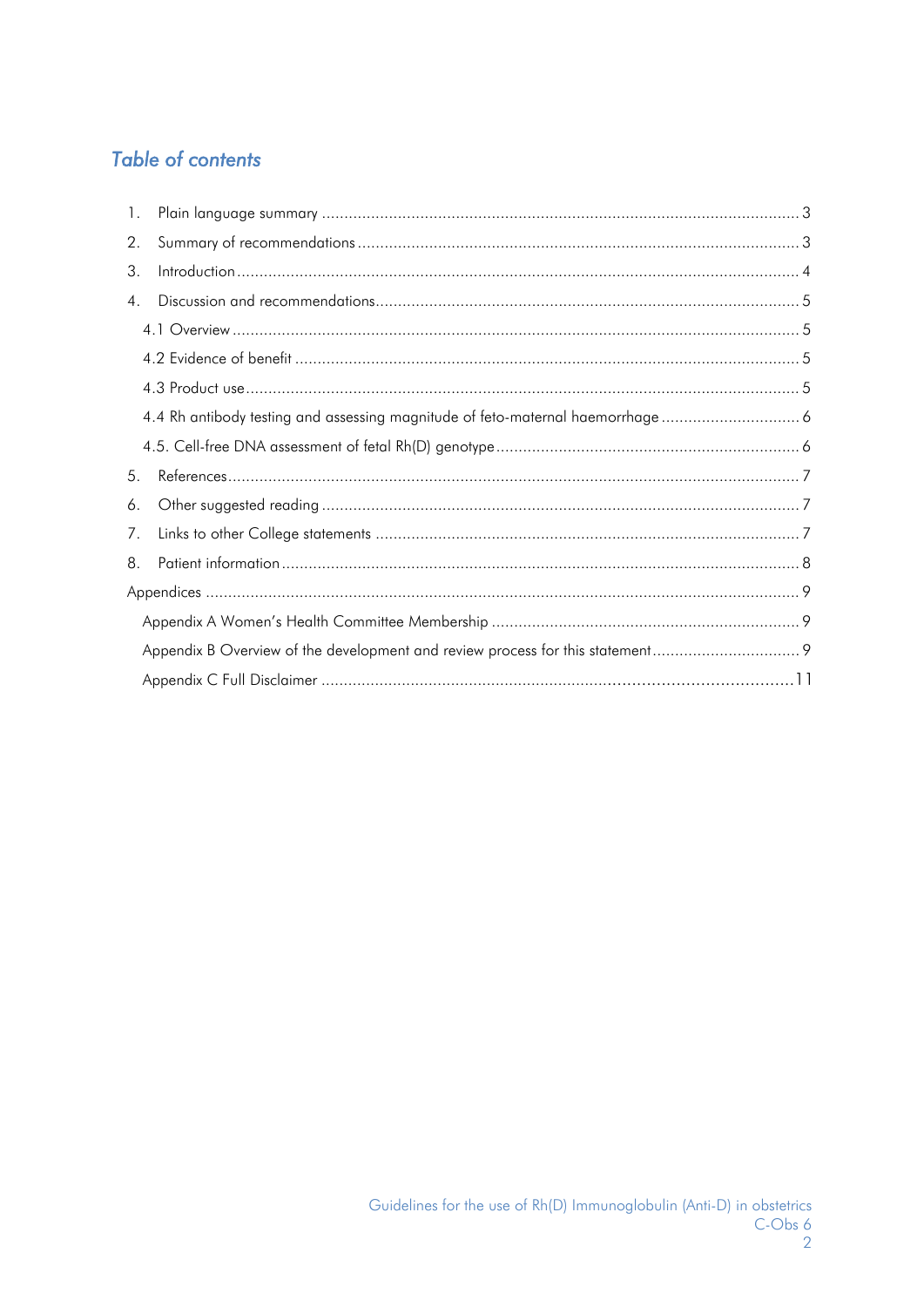## *Table of contents*

1. Plain language summary ..... 3
2. Summary of recommendations ..... 3
3. Introduction ..... 4
4. Discussion and recommendations ..... 5
   - 4.1 Overview ..... 5
   - 4.2 Evidence of benefit ..... 5
   - 4.3 Product use ..... 5
   - 4.4 Rh antibody testing and assessing magnitude of feto-maternal haemorrhage ..... 6
   - 4.5. Cell-free DNA assessment of fetal Rh(D) genotype ..... 6
5. References ..... 7
6. Other suggested reading ..... 7
7. Links to other College statements ..... 7
8. Patient information ..... 8

Appendices ..... 9
   - Appendix A Women's Health Committee Membership ..... 9
   - Appendix B Overview of the development and review process for this statement ..... 9
   - Appendix C Full Disclaimer ..... 11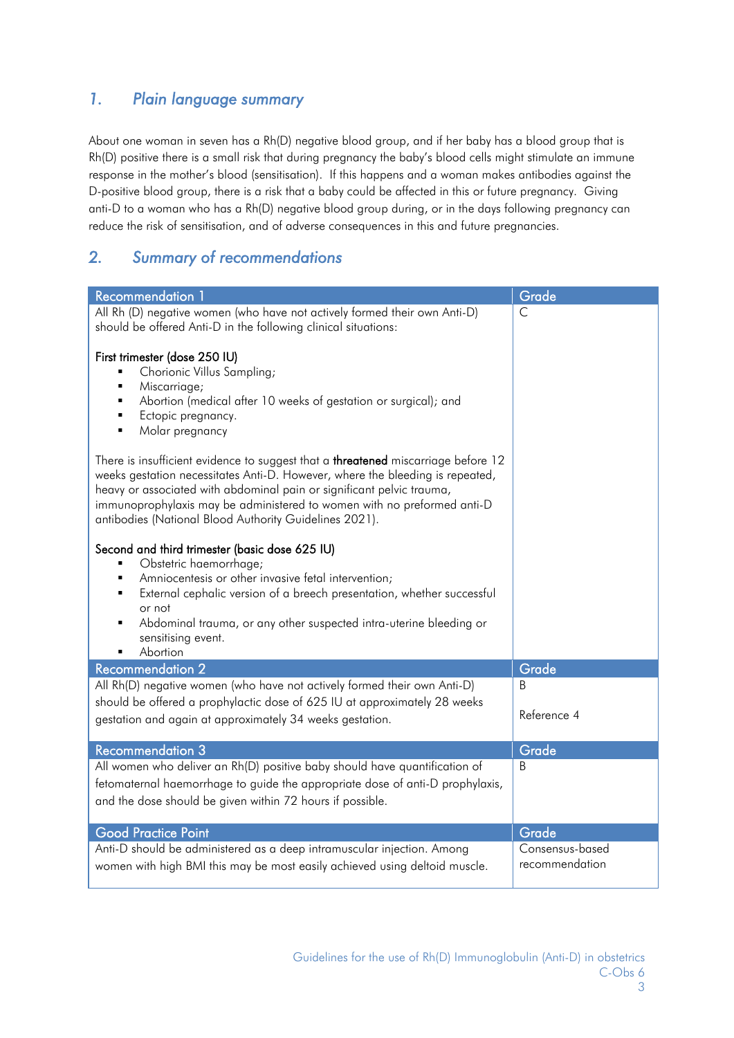## 1. Plain language summary

About one woman in seven has a Rh(D) negative blood group, and if her baby has a blood group that is Rh(D) positive there is a small risk that during pregnancy the baby's blood cells might stimulate an immune response in the mother's blood (sensitisation). If this happens and a woman makes antibodies against the D-positive blood group, there is a risk that a baby could be affected in this or future pregnancy. Giving anti-D to a woman who has a Rh(D) negative blood group during, or in the days following pregnancy can reduce the risk of sensitisation, and of adverse consequences in this and future pregnancies.

## 2. Summary of recommendations

| Recommendation 1 | Grade |
|---|---|
| All Rh (D) negative women (who have not actively formed their own Anti-D) should be offered Anti-D in the following clinical situations:<br><br>**First trimester (dose 250 IU)**<br>▪ Chorionic Villus Sampling;<br>▪ Miscarriage;<br>▪ Abortion (medical after 10 weeks of gestation or surgical); and<br>▪ Ectopic pregnancy.<br>▪ Molar pregnancy<br><br>There is insufficient evidence to suggest that a **threatened** miscarriage before 12 weeks gestation necessitates Anti-D. However, where the bleeding is repeated, heavy or associated with abdominal pain or significant pelvic trauma, immunoprophylaxis may be administered to women with no preformed anti-D antibodies (National Blood Authority Guidelines 2021).<br><br>**Second and third trimester (basic dose 625 IU)**<br>▪ Obstetric haemorrhage;<br>▪ Amniocentesis or other invasive fetal intervention;<br>▪ External cephalic version of a breech presentation, whether successful or not<br>▪ Abdominal trauma, or any other suspected intra-uterine bleeding or sensitising event.<br>▪ Abortion | C |

| Recommendation 2 | Grade |
|---|---|
| All Rh(D) negative women (who have not actively formed their own Anti-D) should be offered a prophylactic dose of 625 IU at approximately 28 weeks gestation and again at approximately 34 weeks gestation. | B<br><br>Reference 4 |

| Recommendation 3 | Grade |
|---|---|
| All women who deliver an Rh(D) positive baby should have quantification of fetomaternal haemorrhage to guide the appropriate dose of anti-D prophylaxis, and the dose should be given within 72 hours if possible. | B |

| Good Practice Point | Grade |
|---|---|
| Anti-D should be administered as a deep intramuscular injection. Among women with high BMI this may be most easily achieved using deltoid muscle. | Consensus-based recommendation |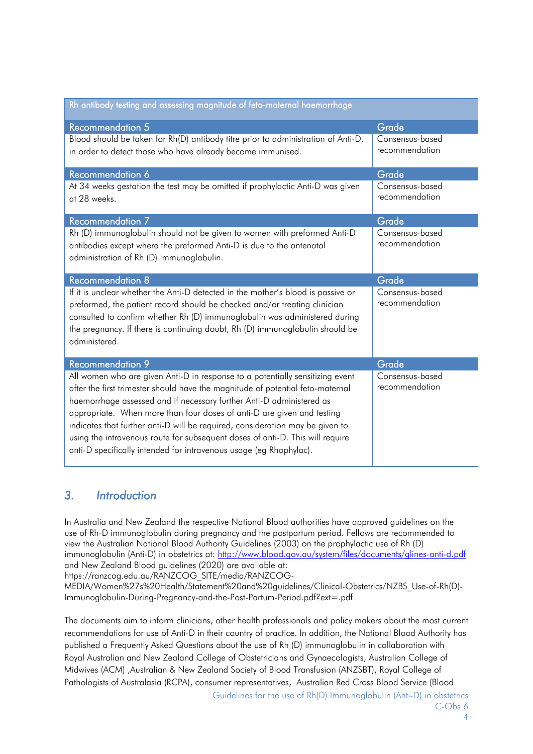| Rh antibody testing and assessing magnitude of feto-maternal haemorrhage | |
|---|---|
| **Recommendation 5** | **Grade** |
| Blood should be taken for Rh(D) antibody titre prior to administration of Anti-D, in order to detect those who have already become immunised. | Consensus-based recommendation |
| **Recommendation 6** | **Grade** |
| At 34 weeks gestation the test may be omitted if prophylactic Anti-D was given at 28 weeks. | Consensus-based recommendation |
| **Recommendation 7** | **Grade** |
| Rh (D) immunoglobulin should not be given to women with preformed Anti-D antibodies except where the preformed Anti-D is due to the antenatal administration of Rh (D) immunoglobulin. | Consensus-based recommendation |
| **Recommendation 8** | **Grade** |
| If it is unclear whether the Anti-D detected in the mother's blood is passive or preformed, the patient record should be checked and/or treating clinician consulted to confirm whether Rh (D) immunoglobulin was administered during the pregnancy. If there is continuing doubt, Rh (D) immunoglobulin should be administered. | Consensus-based recommendation |
| **Recommendation 9** | **Grade** |
| All women who are given Anti-D in response to a potentially sensitizing event after the first trimester should have the magnitude of potential feto-maternal haemorrhage assessed and if necessary further Anti-D administered as appropriate. When more than four doses of anti-D are given and testing indicates that further anti-D will be required, consideration may be given to using the intravenous route for subsequent doses of anti-D. This will require anti-D specifically intended for intravenous usage (eg Rhophylac). | Consensus-based recommendation |

## *3. Introduction*

In Australia and New Zealand the respective National Blood authorities have approved guidelines on the use of Rh-D immunoglobulin during pregnancy and the postpartum period. Fellows are recommended to view the Australian National Blood Authority Guidelines (2003) on the prophylactic use of Rh (D) immunoglobulin (Anti-D) in obstetrics at: http://www.blood.gov.au/system/files/documents/glines-anti-d.pdf and New Zealand Blood guidelines (2020) are available at: https://ranzcog.edu.au/RANZCOG_SITE/media/RANZCOG-MEDIA/Women%27s%20Health/Statement%20and%20guidelines/Clinical-Obstetrics/NZBS_Use-of-Rh(D)-Immunoglobulin-During-Pregnancy-and-the-Post-Partum-Period.pdf?ext=.pdf

The documents aim to inform clinicians, other health professionals and policy makers about the most current recommendations for use of Anti-D in their country of practice. In addition, the National Blood Authority has published a Frequently Asked Questions about the use of Rh (D) immunoglobulin in collaboration with Royal Australian and New Zealand College of Obstetricians and Gynaecologists, Australian College of Midwives (ACM) ,Australian & New Zealand Society of Blood Transfusion (ANZSBT), Royal College of Pathologists of Australasia (RCPA), consumer representatives, Australian Red Cross Blood Service (Blood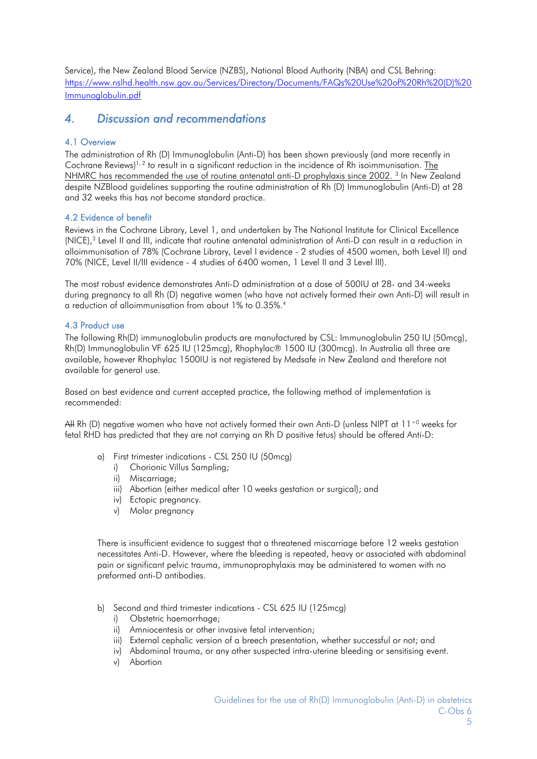Service), the New Zealand Blood Service (NZBS), National Blood Authority (NBA) and CSL Behring: https://www.nslhd.health.nsw.gov.au/Services/Directory/Documents/FAQs%20Use%20of%20Rh%20(D)%20Immunoglobulin.pdf

## 4. Discussion and recommendations

### 4.1 Overview

The administration of Rh (D) Immunoglobulin (Anti-D) has been shown previously (and more recently in Cochrane Reviews)[1, 2] to result in a significant reduction in the incidence of Rh isoimmunisation. The NHMRC has recommended the use of routine antenatal anti-D prophylaxis since 2002. [3] In New Zealand despite NZBlood guidelines supporting the routine administration of Rh (D) Immunoglobulin (Anti-D) at 28 and 32 weeks this has not become standard practice.

### 4.2 Evidence of benefit

Reviews in the Cochrane Library, Level 1, and undertaken by The National Institute for Clinical Excellence (NICE),[3] Level II and III, indicate that routine antenatal administration of Anti-D can result in a reduction in alloimmunisation of 78% (Cochrane Library, Level I evidence - 2 studies of 4500 women, both Level II) and 70% (NICE, Level II/III evidence - 4 studies of 6400 women, 1 Level II and 3 Level III).

The most robust evidence demonstrates Anti-D administration at a dose of 500IU at 28- and 34-weeks during pregnancy to all Rh (D) negative women (who have not actively formed their own Anti-D) will result in a reduction of alloimmunisation from about 1% to 0.35%.[4]

### 4.3 Product use

The following Rh(D) immunoglobulin products are manufactured by CSL: Immunoglobulin 250 IU (50mcg), Rh(D) Immunoglobulin VF 625 IU (125mcg), Rhophylac® 1500 IU (300mcg). In Australia all three are available, however Rhophylac 1500IU is not registered by Medsafe in New Zealand and therefore not available for general use.

Based on best evidence and current accepted practice, the following method of implementation is recommended:

~~All~~ Rh (D) negative women who have not actively formed their own Anti-D (unless NIPT at $11^{+0}$ weeks for fetal RHD has predicted that they are not carrying an Rh D positive fetus) should be offered Anti-D:

a) First trimester indications - CSL 250 IU (50mcg)
   i) Chorionic Villus Sampling;
   ii) Miscarriage;
   iii) Abortion (either medical after 10 weeks gestation or surgical); and
   iv) Ectopic pregnancy.
   v) Molar pregnancy

There is insufficient evidence to suggest that a threatened miscarriage before 12 weeks gestation necessitates Anti-D. However, where the bleeding is repeated, heavy or associated with abdominal pain or significant pelvic trauma, immunoprophylaxis may be administered to women with no preformed anti-D antibodies.

b) Second and third trimester indications - CSL 625 IU (125mcg)
   i) Obstetric haemorrhage;
   ii) Amniocentesis or other invasive fetal intervention;
   iii) External cephalic version of a breech presentation, whether successful or not; and
   iv) Abdominal trauma, or any other suspected intra-uterine bleeding or sensitising event.
   v) Abortion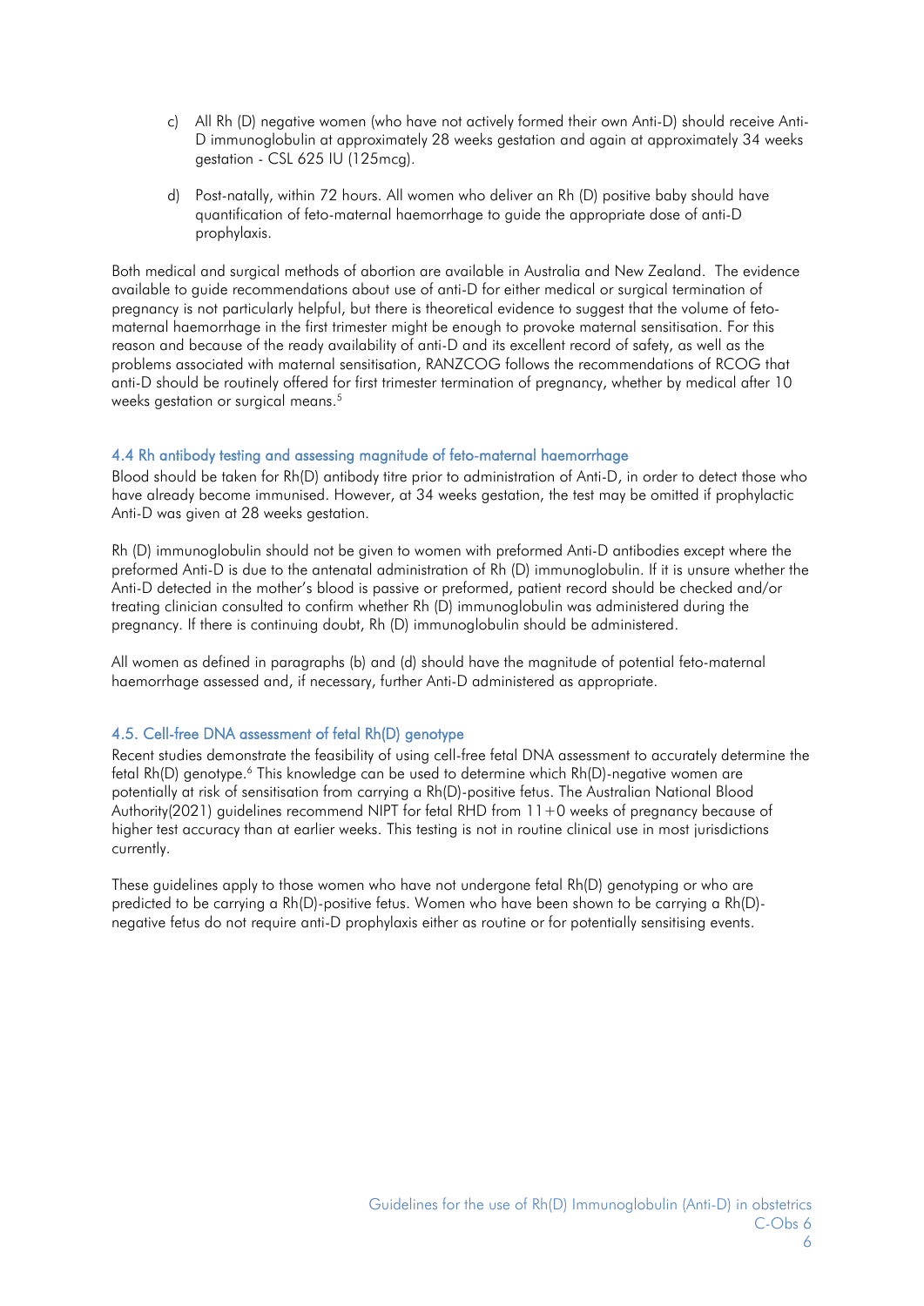c) All Rh (D) negative women (who have not actively formed their own Anti-D) should receive Anti-D immunoglobulin at approximately 28 weeks gestation and again at approximately 34 weeks gestation - CSL 625 IU (125mcg).

d) Post-natally, within 72 hours. All women who deliver an Rh (D) positive baby should have quantification of feto-maternal haemorrhage to guide the appropriate dose of anti-D prophylaxis.

Both medical and surgical methods of abortion are available in Australia and New Zealand. The evidence available to guide recommendations about use of anti-D for either medical or surgical termination of pregnancy is not particularly helpful, but there is theoretical evidence to suggest that the volume of feto-maternal haemorrhage in the first trimester might be enough to provoke maternal sensitisation. For this reason and because of the ready availability of anti-D and its excellent record of safety, as well as the problems associated with maternal sensitisation, RANZCOG follows the recommendations of RCOG that anti-D should be routinely offered for first trimester termination of pregnancy, whether by medical after 10 weeks gestation or surgical means.[5]

### 4.4 Rh antibody testing and assessing magnitude of feto-maternal haemorrhage

Blood should be taken for Rh(D) antibody titre prior to administration of Anti-D, in order to detect those who have already become immunised. However, at 34 weeks gestation, the test may be omitted if prophylactic Anti-D was given at 28 weeks gestation.

Rh (D) immunoglobulin should not be given to women with preformed Anti-D antibodies except where the preformed Anti-D is due to the antenatal administration of Rh (D) immunoglobulin. If it is unsure whether the Anti-D detected in the mother's blood is passive or preformed, patient record should be checked and/or treating clinician consulted to confirm whether Rh (D) immunoglobulin was administered during the pregnancy. If there is continuing doubt, Rh (D) immunoglobulin should be administered.

All women as defined in paragraphs (b) and (d) should have the magnitude of potential feto-maternal haemorrhage assessed and, if necessary, further Anti-D administered as appropriate.

### 4.5. Cell-free DNA assessment of fetal Rh(D) genotype

Recent studies demonstrate the feasibility of using cell-free fetal DNA assessment to accurately determine the fetal Rh(D) genotype.[6] This knowledge can be used to determine which Rh(D)-negative women are potentially at risk of sensitisation from carrying a Rh(D)-positive fetus. The Australian National Blood Authority(2021) guidelines recommend NIPT for fetal RHD from 11+0 weeks of pregnancy because of higher test accuracy than at earlier weeks. This testing is not in routine clinical use in most jurisdictions currently.

These guidelines apply to those women who have not undergone fetal Rh(D) genotyping or who are predicted to be carrying a Rh(D)-positive fetus. Women who have been shown to be carrying a Rh(D)-negative fetus do not require anti-D prophylaxis either as routine or for potentially sensitising events.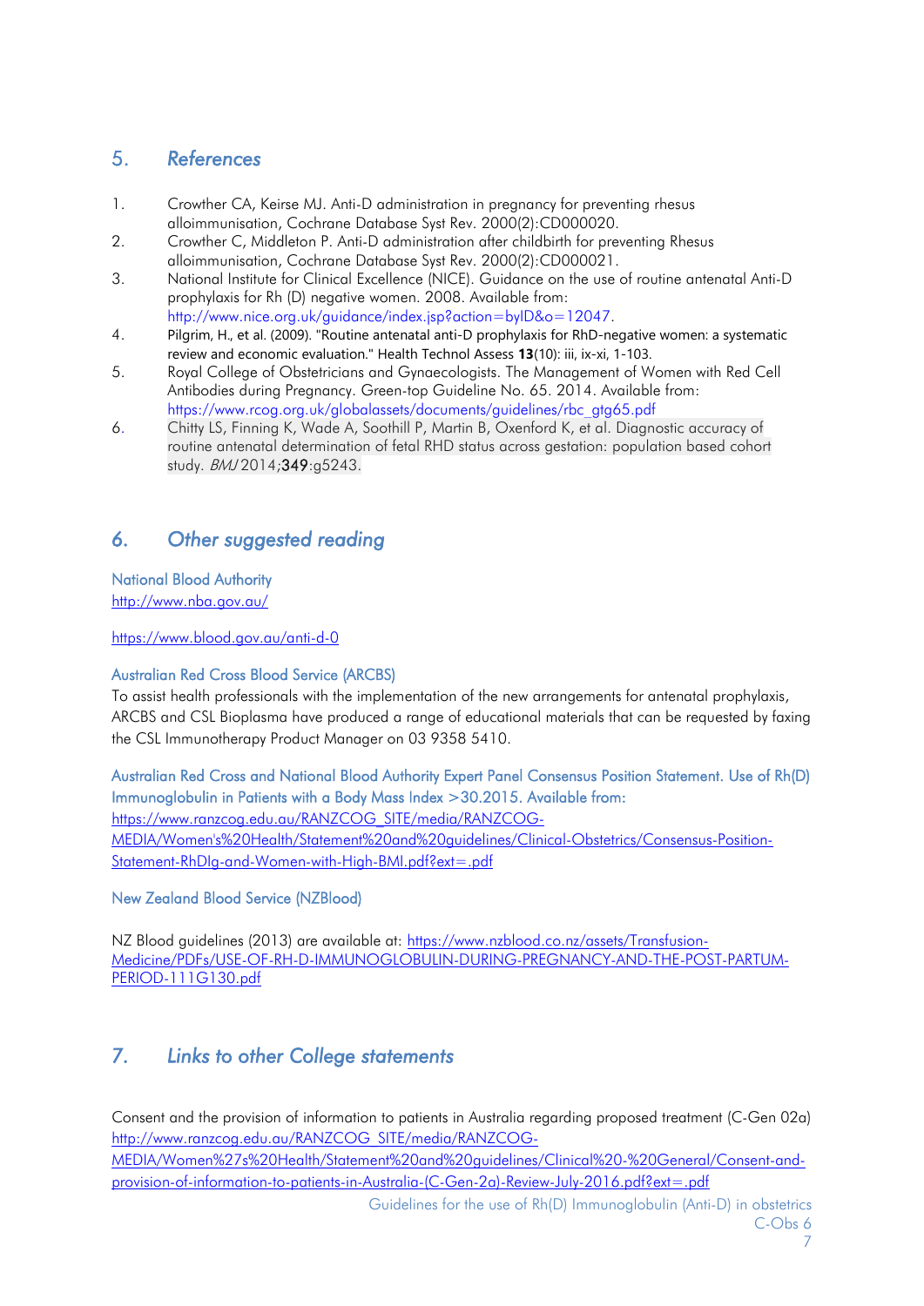## 5. *References*

1. Crowther CA, Keirse MJ. Anti-D administration in pregnancy for preventing rhesus alloimmunisation, Cochrane Database Syst Rev. 2000(2):CD000020.
2. Crowther C, Middleton P. Anti-D administration after childbirth for preventing Rhesus alloimmunisation, Cochrane Database Syst Rev. 2000(2):CD000021.
3. National Institute for Clinical Excellence (NICE). Guidance on the use of routine antenatal Anti-D prophylaxis for Rh (D) negative women. 2008. Available from: http://www.nice.org.uk/guidance/index.jsp?action=byID&o=12047.
4. Pilgrim, H., et al. (2009). "Routine antenatal anti-D prophylaxis for RhD-negative women: a systematic review and economic evaluation." Health Technol Assess **13**(10): iii, ix-xi, 1-103.
5. Royal College of Obstetricians and Gynaecologists. The Management of Women with Red Cell Antibodies during Pregnancy. Green-top Guideline No. 65. 2014. Available from: https://www.rcog.org.uk/globalassets/documents/guidelines/rbc_gtg65.pdf
6. Chitty LS, Finning K, Wade A, Soothill P, Martin B, Oxenford K, et al. Diagnostic accuracy of routine antenatal determination of fetal RHD status across gestation: population based cohort study. *BMJ* 2014;**349**:g5243.

## 6. *Other suggested reading*

National Blood Authority
http://www.nba.gov.au/

https://www.blood.gov.au/anti-d-0

Australian Red Cross Blood Service (ARCBS)
To assist health professionals with the implementation of the new arrangements for antenatal prophylaxis, ARCBS and CSL Bioplasma have produced a range of educational materials that can be requested by faxing the CSL Immunotherapy Product Manager on 03 9358 5410.

Australian Red Cross and National Blood Authority Expert Panel Consensus Position Statement. Use of Rh(D) Immunoglobulin in Patients with a Body Mass Index >30.2015. Available from: https://www.ranzcog.edu.au/RANZCOG_SITE/media/RANZCOG-MEDIA/Women's%20Health/Statement%20and%20guidelines/Clinical-Obstetrics/Consensus-Position-Statement-RhDIg-and-Women-with-High-BMI.pdf?ext=.pdf

New Zealand Blood Service (NZBlood)

NZ Blood guidelines (2013) are available at: https://www.nzblood.co.nz/assets/Transfusion-Medicine/PDFs/USE-OF-RH-D-IMMUNOGLOBULIN-DURING-PREGNANCY-AND-THE-POST-PARTUM-PERIOD-111G130.pdf

## 7. *Links to other College statements*

Consent and the provision of information to patients in Australia regarding proposed treatment (C-Gen 02a) http://www.ranzcog.edu.au/RANZCOG_SITE/media/RANZCOG-MEDIA/Women%27s%20Health/Statement%20and%20guidelines/Clinical%20-%20General/Consent-and-provision-of-information-to-patients-in-Australia-(C-Gen-2a)-Review-July-2016.pdf?ext=.pdf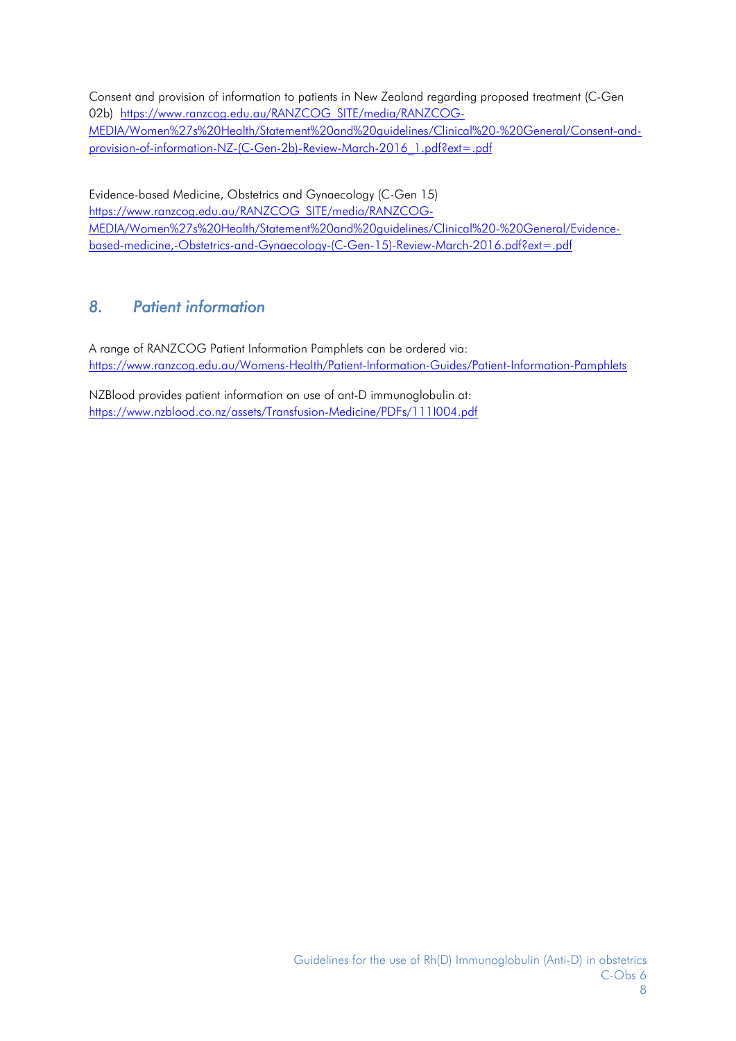Consent and provision of information to patients in New Zealand regarding proposed treatment (C-Gen 02b) https://www.ranzcog.edu.au/RANZCOG_SITE/media/RANZCOG-MEDIA/Women%27s%20Health/Statement%20and%20guidelines/Clinical%20-%20General/Consent-and-provision-of-information-NZ-(C-Gen-2b)-Review-March-2016_1.pdf?ext=.pdf

Evidence-based Medicine, Obstetrics and Gynaecology (C-Gen 15) https://www.ranzcog.edu.au/RANZCOG_SITE/media/RANZCOG-MEDIA/Women%27s%20Health/Statement%20and%20guidelines/Clinical%20-%20General/Evidence-based-medicine,-Obstetrics-and-Gynaecology-(C-Gen-15)-Review-March-2016.pdf?ext=.pdf

## 8. *Patient information*

A range of RANZCOG Patient Information Pamphlets can be ordered via: https://www.ranzcog.edu.au/Womens-Health/Patient-Information-Guides/Patient-Information-Pamphlets

NZBlood provides patient information on use of ant-D immunoglobulin at: https://www.nzblood.co.nz/assets/Transfusion-Medicine/PDFs/111I004.pdf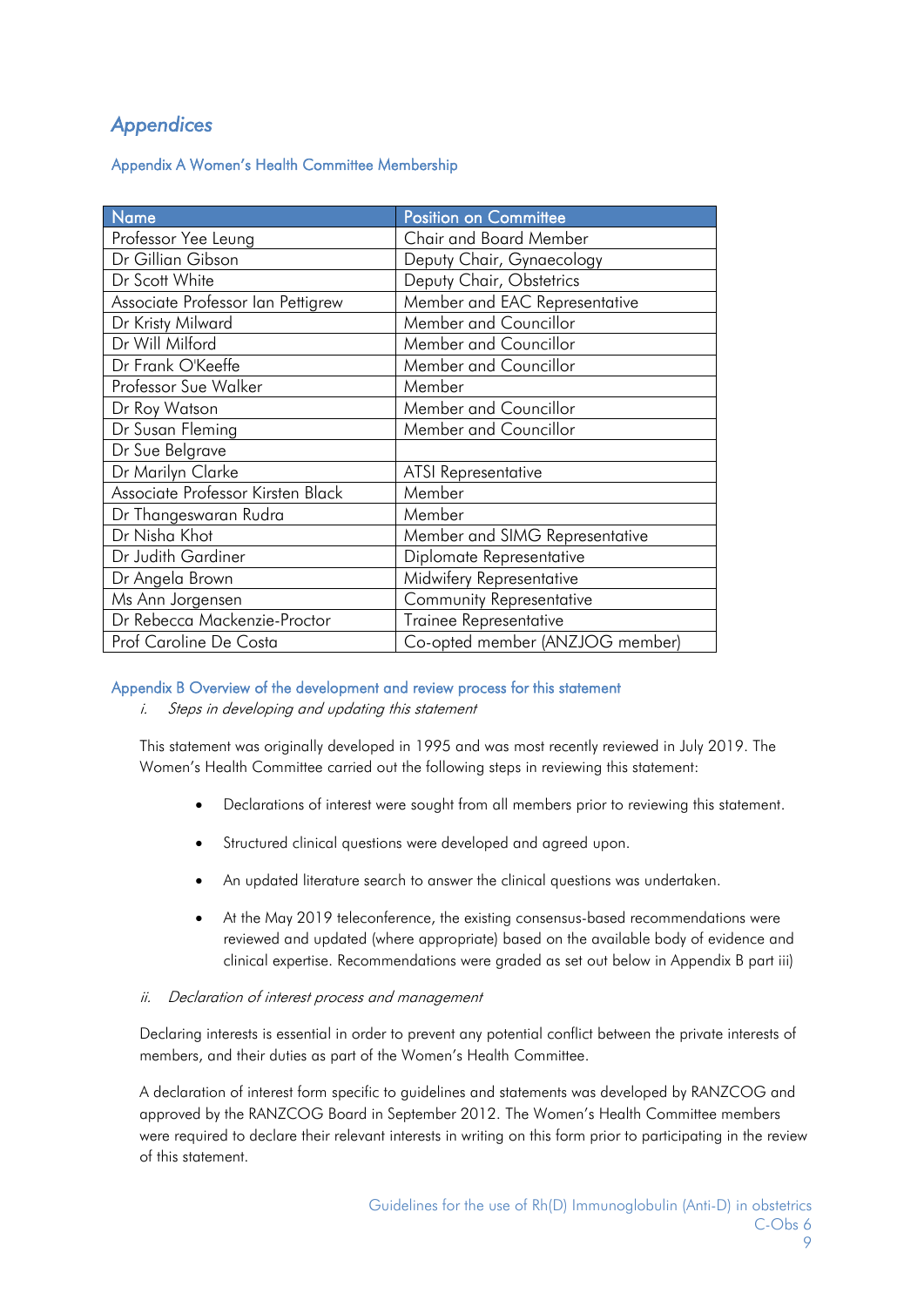# *Appendices*

## Appendix A Women's Health Committee Membership

| Name | Position on Committee |
|---|---|
| Professor Yee Leung | Chair and Board Member |
| Dr Gillian Gibson | Deputy Chair, Gynaecology |
| Dr Scott White | Deputy Chair, Obstetrics |
| Associate Professor Ian Pettigrew | Member and EAC Representative |
| Dr Kristy Milward | Member and Councillor |
| Dr Will Milford | Member and Councillor |
| Dr Frank O'Keeffe | Member and Councillor |
| Professor Sue Walker | Member |
| Dr Roy Watson | Member and Councillor |
| Dr Susan Fleming | Member and Councillor |
| Dr Sue Belgrave | |
| Dr Marilyn Clarke | ATSI Representative |
| Associate Professor Kirsten Black | Member |
| Dr Thangeswaran Rudra | Member |
| Dr Nisha Khot | Member and SIMG Representative |
| Dr Judith Gardiner | Diplomate Representative |
| Dr Angela Brown | Midwifery Representative |
| Ms Ann Jorgensen | Community Representative |
| Dr Rebecca Mackenzie-Proctor | Trainee Representative |
| Prof Caroline De Costa | Co-opted member (ANZJOG member) |

## Appendix B Overview of the development and review process for this statement

*i. Steps in developing and updating this statement*

This statement was originally developed in 1995 and was most recently reviewed in July 2019. The Women's Health Committee carried out the following steps in reviewing this statement:

- Declarations of interest were sought from all members prior to reviewing this statement.
- Structured clinical questions were developed and agreed upon.
- An updated literature search to answer the clinical questions was undertaken.
- At the May 2019 teleconference, the existing consensus-based recommendations were reviewed and updated (where appropriate) based on the available body of evidence and clinical expertise. Recommendations were graded as set out below in Appendix B part iii)

*ii. Declaration of interest process and management*

Declaring interests is essential in order to prevent any potential conflict between the private interests of members, and their duties as part of the Women's Health Committee.

A declaration of interest form specific to guidelines and statements was developed by RANZCOG and approved by the RANZCOG Board in September 2012. The Women's Health Committee members were required to declare their relevant interests in writing on this form prior to participating in the review of this statement.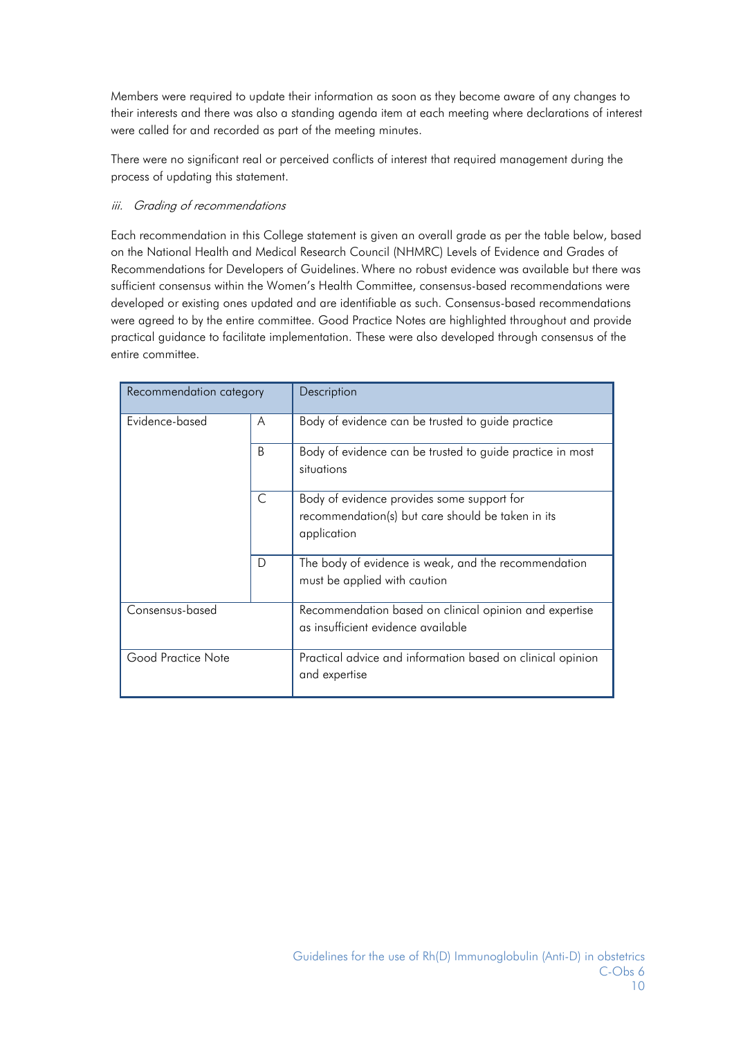Members were required to update their information as soon as they become aware of any changes to their interests and there was also a standing agenda item at each meeting where declarations of interest were called for and recorded as part of the meeting minutes.

There were no significant real or perceived conflicts of interest that required management during the process of updating this statement.

*iii. Grading of recommendations*

Each recommendation in this College statement is given an overall grade as per the table below, based on the National Health and Medical Research Council (NHMRC) Levels of Evidence and Grades of Recommendations for Developers of Guidelines. Where no robust evidence was available but there was sufficient consensus within the Women's Health Committee, consensus-based recommendations were developed or existing ones updated and are identifiable as such. Consensus-based recommendations were agreed to by the entire committee. Good Practice Notes are highlighted throughout and provide practical guidance to facilitate implementation. These were also developed through consensus of the entire committee.

| Recommendation category | | Description |
|---|---|---|
| Evidence-based | A | Body of evidence can be trusted to guide practice |
| | B | Body of evidence can be trusted to guide practice in most situations |
| | C | Body of evidence provides some support for recommendation(s) but care should be taken in its application |
| | D | The body of evidence is weak, and the recommendation must be applied with caution |
| Consensus-based | | Recommendation based on clinical opinion and expertise as insufficient evidence available |
| Good Practice Note | | Practical advice and information based on clinical opinion and expertise |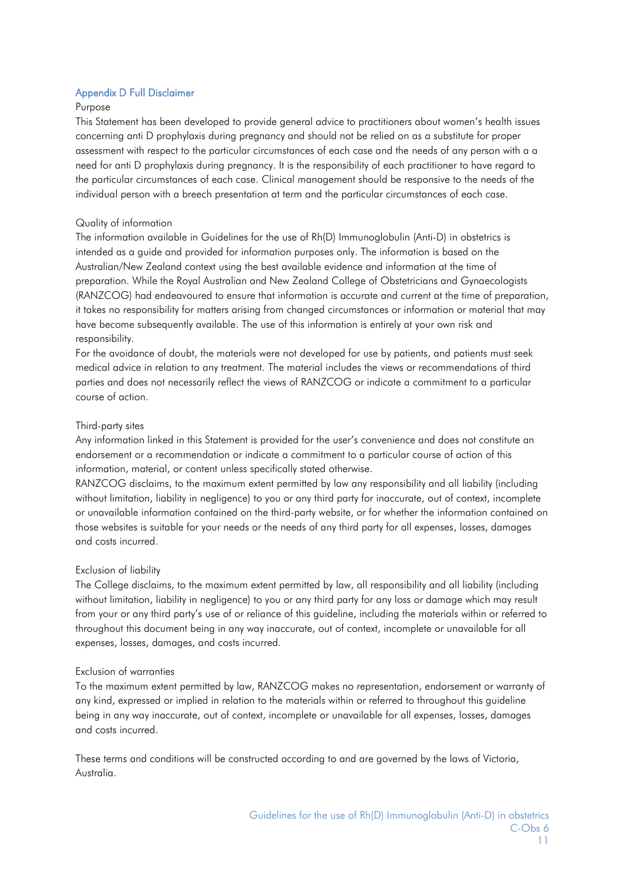## Appendix D Full Disclaimer

Purpose

This Statement has been developed to provide general advice to practitioners about women's health issues concerning anti D prophylaxis during pregnancy and should not be relied on as a substitute for proper assessment with respect to the particular circumstances of each case and the needs of any person with a a need for anti D prophylaxis during pregnancy. It is the responsibility of each practitioner to have regard to the particular circumstances of each case. Clinical management should be responsive to the needs of the individual person with a breech presentation at term and the particular circumstances of each case.

Quality of information

The information available in Guidelines for the use of Rh(D) Immunoglobulin (Anti-D) in obstetrics is intended as a guide and provided for information purposes only. The information is based on the Australian/New Zealand context using the best available evidence and information at the time of preparation. While the Royal Australian and New Zealand College of Obstetricians and Gynaecologists (RANZCOG) had endeavoured to ensure that information is accurate and current at the time of preparation, it takes no responsibility for matters arising from changed circumstances or information or material that may have become subsequently available. The use of this information is entirely at your own risk and responsibility.

For the avoidance of doubt, the materials were not developed for use by patients, and patients must seek medical advice in relation to any treatment. The material includes the views or recommendations of third parties and does not necessarily reflect the views of RANZCOG or indicate a commitment to a particular course of action.

Third-party sites

Any information linked in this Statement is provided for the user's convenience and does not constitute an endorsement or a recommendation or indicate a commitment to a particular course of action of this information, material, or content unless specifically stated otherwise.

RANZCOG disclaims, to the maximum extent permitted by law any responsibility and all liability (including without limitation, liability in negligence) to you or any third party for inaccurate, out of context, incomplete or unavailable information contained on the third-party website, or for whether the information contained on those websites is suitable for your needs or the needs of any third party for all expenses, losses, damages and costs incurred.

Exclusion of liability

The College disclaims, to the maximum extent permitted by law, all responsibility and all liability (including without limitation, liability in negligence) to you or any third party for any loss or damage which may result from your or any third party's use of or reliance of this guideline, including the materials within or referred to throughout this document being in any way inaccurate, out of context, incomplete or unavailable for all expenses, losses, damages, and costs incurred.

Exclusion of warranties

To the maximum extent permitted by law, RANZCOG makes no representation, endorsement or warranty of any kind, expressed or implied in relation to the materials within or referred to throughout this guideline being in any way inaccurate, out of context, incomplete or unavailable for all expenses, losses, damages and costs incurred.

These terms and conditions will be constructed according to and are governed by the laws of Victoria, Australia.